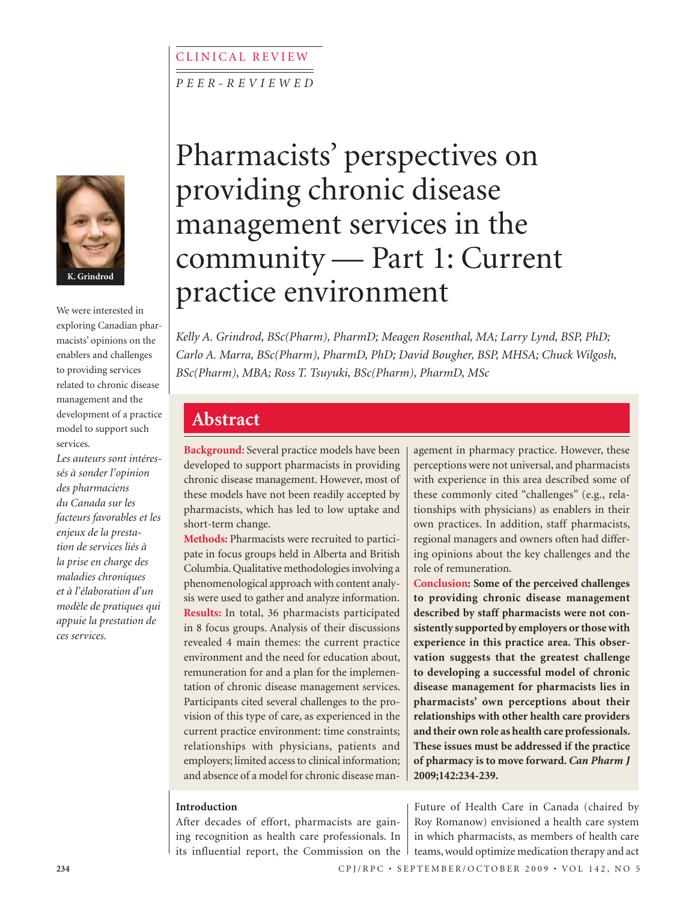CLINICAL REVIEW

*PEER-REVIEWED*

# Pharmacists' perspectives on providing chronic disease management services in the community — Part 1: Current practice environment

*Kelly A. Grindrod, BSc(Pharm), PharmD; Meagen Rosenthal, MA; Larry Lynd, BSP, PhD; Carlo A. Marra, BSc(Pharm), PharmD, PhD; David Bougher, BSP, MHSA; Chuck Wilgosh, BSc(Pharm), MBA; Ross T. Tsuyuki, BSc(Pharm), PharmD, MSc*

K. Grindrod

We were interested in exploring Canadian pharmacists' opinions on the enablers and challenges to providing services related to chronic disease management and the development of a practice model to support such services.

*Les auteurs sont intéressés à sonder l'opinion des pharmaciens du Canada sur les facteurs favorables et les enjeux de la prestation de services liés à la prise en charge des maladies chroniques et à l'élaboration d'un modèle de pratiques qui appuie la prestation de ces services.*

## Abstract

**Background:** Several practice models have been developed to support pharmacists in providing chronic disease management. However, most of these models have not been readily accepted by pharmacists, which has led to low uptake and short-term change.

**Methods:** Pharmacists were recruited to participate in focus groups held in Alberta and British Columbia. Qualitative methodologies involving a phenomenological approach with content analysis were used to gather and analyze information.

**Results:** In total, 36 pharmacists participated in 8 focus groups. Analysis of their discussions revealed 4 main themes: the current practice environment and the need for education about, remuneration for and a plan for the implementation of chronic disease management services. Participants cited several challenges to the provision of this type of care, as experienced in the current practice environment: time constraints; relationships with physicians, patients and employers; limited access to clinical information; and absence of a model for chronic disease management in pharmacy practice. However, these perceptions were not universal, and pharmacists with experience in this area described some of these commonly cited "challenges" (e.g., relationships with physicians) as enablers in their own practices. In addition, staff pharmacists, regional managers and owners often had differing opinions about the key challenges and the role of remuneration.

**Conclusion: Some of the perceived challenges to providing chronic disease management described by staff pharmacists were not consistently supported by employers or those with experience in this practice area. This observation suggests that the greatest challenge to developing a successful model of chronic disease management for pharmacists lies in pharmacists' own perceptions about their relationships with other health care providers and their own role as health care professionals. These issues must be addressed if the practice of pharmacy is to move forward.** ***Can Pharm J*** **2009;142:234-239.**

### Introduction

After decades of effort, pharmacists are gaining recognition as health care professionals. In its influential report, the Commission on the Future of Health Care in Canada (chaired by Roy Romanow) envisioned a health care system in which pharmacists, as members of health care teams, would optimize medication therapy and act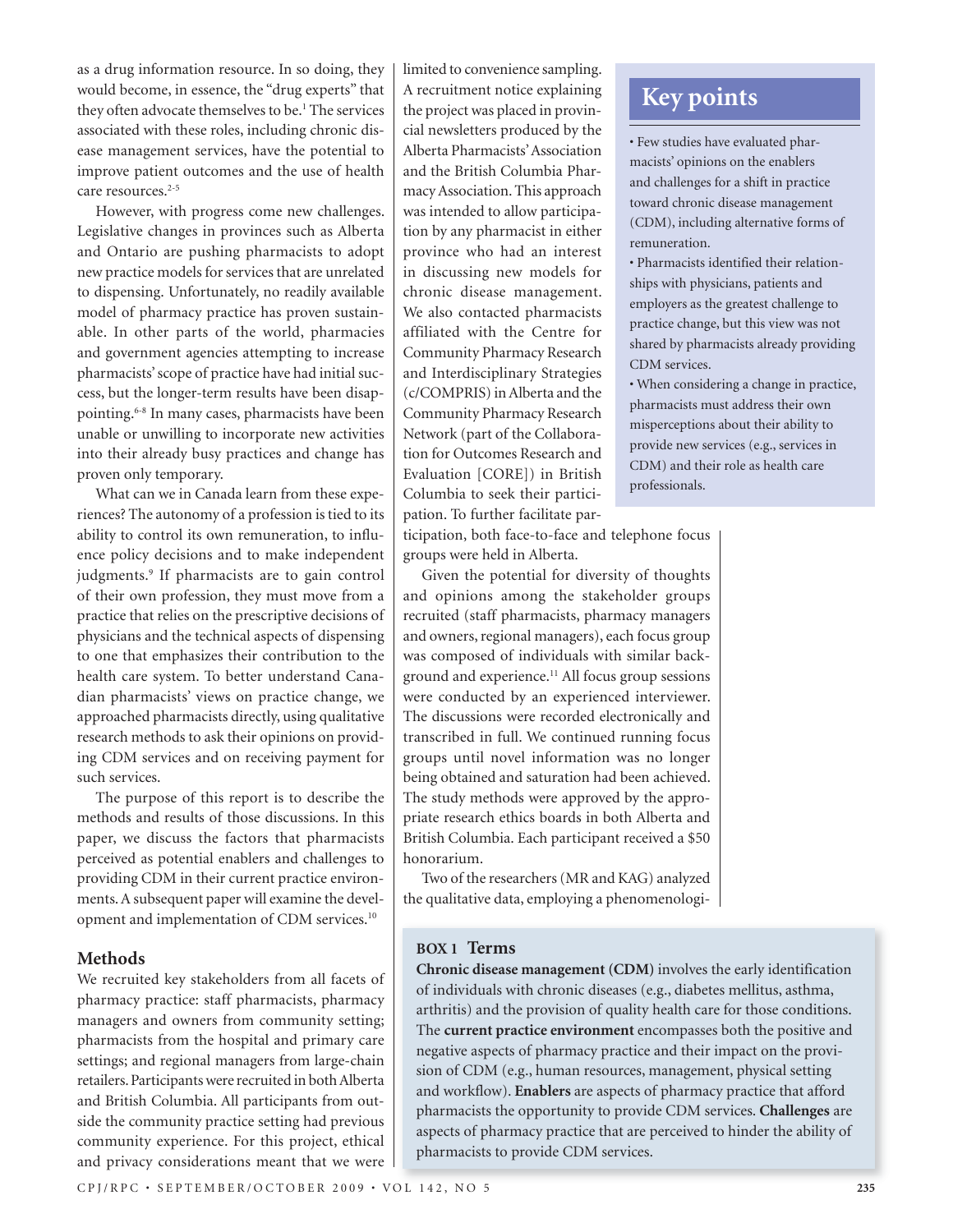as a drug information resource. In so doing, they would become, in essence, the "drug experts" that they often advocate themselves to be.[1] The services associated with these roles, including chronic disease management services, have the potential to improve patient outcomes and the use of health care resources.[2-5]

However, with progress come new challenges. Legislative changes in provinces such as Alberta and Ontario are pushing pharmacists to adopt new practice models for services that are unrelated to dispensing. Unfortunately, no readily available model of pharmacy practice has proven sustainable. In other parts of the world, pharmacies and government agencies attempting to increase pharmacists' scope of practice have had initial success, but the longer-term results have been disappointing.[6-8] In many cases, pharmacists have been unable or unwilling to incorporate new activities into their already busy practices and change has proven only temporary.

What can we in Canada learn from these experiences? The autonomy of a profession is tied to its ability to control its own remuneration, to influence policy decisions and to make independent judgments.[9] If pharmacists are to gain control of their own profession, they must move from a practice that relies on the prescriptive decisions of physicians and the technical aspects of dispensing to one that emphasizes their contribution to the health care system. To better understand Canadian pharmacists' views on practice change, we approached pharmacists directly, using qualitative research methods to ask their opinions on providing CDM services and on receiving payment for such services.

The purpose of this report is to describe the methods and results of those discussions. In this paper, we discuss the factors that pharmacists perceived as potential enablers and challenges to providing CDM in their current practice environments. A subsequent paper will examine the development and implementation of CDM services.[10]

## Methods

We recruited key stakeholders from all facets of pharmacy practice: staff pharmacists, pharmacy managers and owners from community setting; pharmacists from the hospital and primary care settings; and regional managers from large-chain retailers. Participants were recruited in both Alberta and British Columbia. All participants from outside the community practice setting had previous community experience. For this project, ethical and privacy considerations meant that we were limited to convenience sampling. A recruitment notice explaining the project was placed in provincial newsletters produced by the Alberta Pharmacists' Association and the British Columbia Pharmacy Association. This approach was intended to allow participation by any pharmacist in either province who had an interest in discussing new models for chronic disease management. We also contacted pharmacists affiliated with the Centre for Community Pharmacy Research and Interdisciplinary Strategies (c/COMPRIS) in Alberta and the Community Pharmacy Research Network (part of the Collaboration for Outcomes Research and Evaluation [CORE]) in British Columbia to seek their participation. To further facilitate participation, both face-to-face and telephone focus groups were held in Alberta.

Given the potential for diversity of thoughts and opinions among the stakeholder groups recruited (staff pharmacists, pharmacy managers and owners, regional managers), each focus group was composed of individuals with similar background and experience.[11] All focus group sessions were conducted by an experienced interviewer. The discussions were recorded electronically and transcribed in full. We continued running focus groups until novel information was no longer being obtained and saturation had been achieved. The study methods were approved by the appropriate research ethics boards in both Alberta and British Columbia. Each participant received a $50 honorarium.

Two of the researchers (MR and KAG) analyzed the qualitative data, employing a phenomenologi-

## Key points

- Few studies have evaluated pharmacists' opinions on the enablers and challenges for a shift in practice toward chronic disease management (CDM), including alternative forms of remuneration.
- Pharmacists identified their relationships with physicians, patients and employers as the greatest challenge to practice change, but this view was not shared by pharmacists already providing CDM services.
- When considering a change in practice, pharmacists must address their own misperceptions about their ability to provide new services (e.g., services in CDM) and their role as health care professionals.

### BOX 1 Terms

**Chronic disease management (CDM)** involves the early identification of individuals with chronic diseases (e.g., diabetes mellitus, asthma, arthritis) and the provision of quality health care for those conditions. The **current practice environment** encompasses both the positive and negative aspects of pharmacy practice and their impact on the provision of CDM (e.g., human resources, management, physical setting and workflow). **Enablers** are aspects of pharmacy practice that afford pharmacists the opportunity to provide CDM services. **Challenges** are aspects of pharmacy practice that are perceived to hinder the ability of pharmacists to provide CDM services.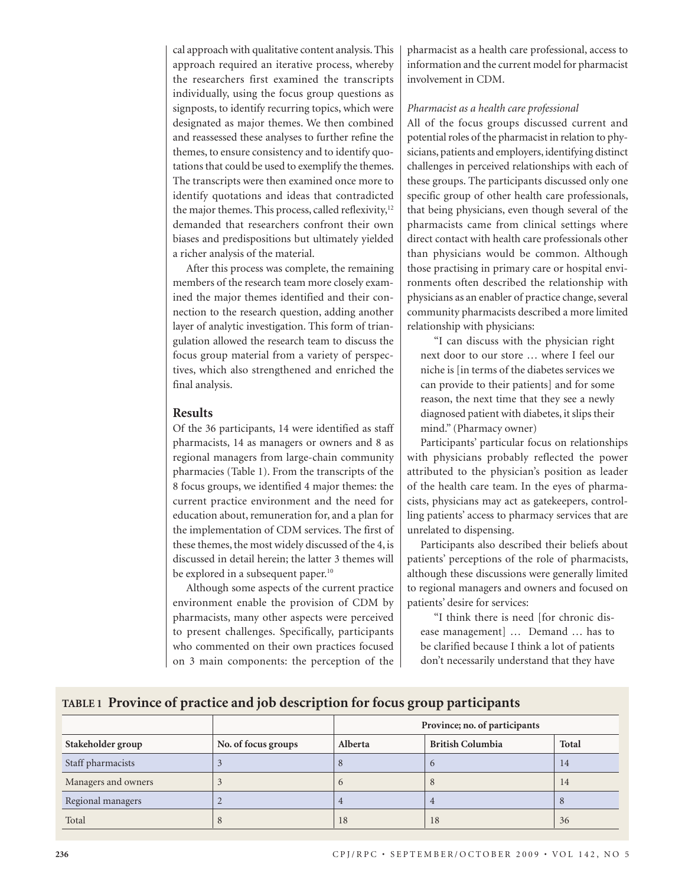cal approach with qualitative content analysis. This approach required an iterative process, whereby the researchers first examined the transcripts individually, using the focus group questions as signposts, to identify recurring topics, which were designated as major themes. We then combined and reassessed these analyses to further refine the themes, to ensure consistency and to identify quotations that could be used to exemplify the themes. The transcripts were then examined once more to identify quotations and ideas that contradicted the major themes. This process, called reflexivity,[12] demanded that researchers confront their own biases and predispositions but ultimately yielded a richer analysis of the material.

After this process was complete, the remaining members of the research team more closely examined the major themes identified and their connection to the research question, adding another layer of analytic investigation. This form of triangulation allowed the research team to discuss the focus group material from a variety of perspectives, which also strengthened and enriched the final analysis.

## Results

Of the 36 participants, 14 were identified as staff pharmacists, 14 as managers or owners and 8 as regional managers from large-chain community pharmacies (Table 1). From the transcripts of the 8 focus groups, we identified 4 major themes: the current practice environment and the need for education about, remuneration for, and a plan for the implementation of CDM services. The first of these themes, the most widely discussed of the 4, is discussed in detail herein; the latter 3 themes will be explored in a subsequent paper.[10]

Although some aspects of the current practice environment enable the provision of CDM by pharmacists, many other aspects were perceived to present challenges. Specifically, participants who commented on their own practices focused on 3 main components: the perception of the pharmacist as a health care professional, access to information and the current model for pharmacist involvement in CDM.

*Pharmacist as a health care professional*

All of the focus groups discussed current and potential roles of the pharmacist in relation to physicians, patients and employers, identifying distinct challenges in perceived relationships with each of these groups. The participants discussed only one specific group of other health care professionals, that being physicians, even though several of the pharmacists came from clinical settings where direct contact with health care professionals other than physicians would be common. Although those practising in primary care or hospital environments often described the relationship with physicians as an enabler of practice change, several community pharmacists described a more limited relationship with physicians:

> "I can discuss with the physician right next door to our store … where I feel our niche is [in terms of the diabetes services we can provide to their patients] and for some reason, the next time that they see a newly diagnosed patient with diabetes, it slips their mind." (Pharmacy owner)

Participants' particular focus on relationships with physicians probably reflected the power attributed to the physician's position as leader of the health care team. In the eyes of pharmacists, physicians may act as gatekeepers, controlling patients' access to pharmacy services that are unrelated to dispensing.

Participants also described their beliefs about patients' perceptions of the role of pharmacists, although these discussions were generally limited to regional managers and owners and focused on patients' desire for services:

> "I think there is need [for chronic disease management] … Demand … has to be clarified because I think a lot of patients don't necessarily understand that they have

**TABLE 1 Province of practice and job description for focus group participants**

| | | Province; no. of participants | | |
|---|---|---|---|---|
| **Stakeholder group** | **No. of focus groups** | **Alberta** | **British Columbia** | **Total** |
| Staff pharmacists | 3 | 8 | 6 | 14 |
| Managers and owners | 3 | 6 | 8 | 14 |
| Regional managers | 2 | 4 | 4 | 8 |
| Total | 8 | 18 | 18 | 36 |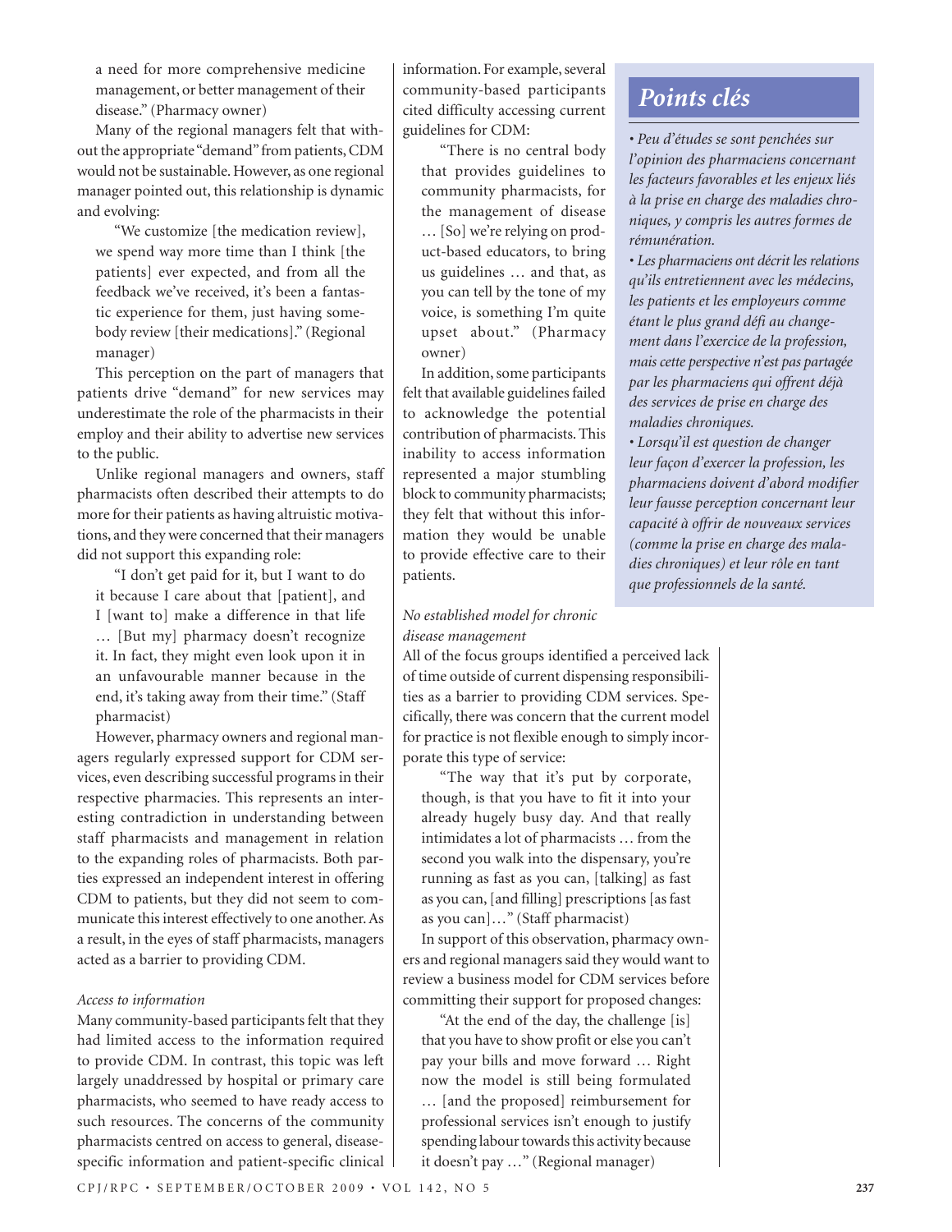a need for more comprehensive medicine management, or better management of their disease." (Pharmacy owner)

Many of the regional managers felt that without the appropriate "demand" from patients, CDM would not be sustainable. However, as one regional manager pointed out, this relationship is dynamic and evolving:

> "We customize [the medication review], we spend way more time than I think [the patients] ever expected, and from all the feedback we've received, it's been a fantastic experience for them, just having somebody review [their medications]." (Regional manager)

This perception on the part of managers that patients drive "demand" for new services may underestimate the role of the pharmacists in their employ and their ability to advertise new services to the public.

Unlike regional managers and owners, staff pharmacists often described their attempts to do more for their patients as having altruistic motivations, and they were concerned that their managers did not support this expanding role:

> "I don't get paid for it, but I want to do it because I care about that [patient], and I [want to] make a difference in that life … [But my] pharmacy doesn't recognize it. In fact, they might even look upon it in an unfavourable manner because in the end, it's taking away from their time." (Staff pharmacist)

However, pharmacy owners and regional managers regularly expressed support for CDM services, even describing successful programs in their respective pharmacies. This represents an interesting contradiction in understanding between staff pharmacists and management in relation to the expanding roles of pharmacists. Both parties expressed an independent interest in offering CDM to patients, but they did not seem to communicate this interest effectively to one another. As a result, in the eyes of staff pharmacists, managers acted as a barrier to providing CDM.

*Access to information*

Many community-based participants felt that they had limited access to the information required to provide CDM. In contrast, this topic was left largely unaddressed by hospital or primary care pharmacists, who seemed to have ready access to such resources. The concerns of the community pharmacists centred on access to general, disease-specific information and patient-specific clinical information. For example, several community-based participants cited difficulty accessing current guidelines for CDM:

> "There is no central body that provides guidelines to community pharmacists, for the management of disease … [So] we're relying on product-based educators, to bring us guidelines … and that, as you can tell by the tone of my voice, is something I'm quite upset about." (Pharmacy owner)

In addition, some participants felt that available guidelines failed to acknowledge the potential contribution of pharmacists. This inability to access information represented a major stumbling block to community pharmacists; they felt that without this information they would be unable to provide effective care to their patients.

*No established model for chronic disease management*

All of the focus groups identified a perceived lack of time outside of current dispensing responsibilities as a barrier to providing CDM services. Specifically, there was concern that the current model for practice is not flexible enough to simply incorporate this type of service:

> "The way that it's put by corporate, though, is that you have to fit it into your already hugely busy day. And that really intimidates a lot of pharmacists … from the second you walk into the dispensary, you're running as fast as you can, [talking] as fast as you can, [and filling] prescriptions [as fast as you can]…" (Staff pharmacist)

In support of this observation, pharmacy owners and regional managers said they would want to review a business model for CDM services before committing their support for proposed changes:

> "At the end of the day, the challenge [is] that you have to show profit or else you can't pay your bills and move forward … Right now the model is still being formulated … [and the proposed] reimbursement for professional services isn't enough to justify spending labour towards this activity because it doesn't pay …" (Regional manager)

## *Points clés*

- *Peu d'études se sont penchées sur l'opinion des pharmaciens concernant les facteurs favorables et les enjeux liés à la prise en charge des maladies chroniques, y compris les autres formes de rémunération.*
- *Les pharmaciens ont décrit les relations qu'ils entretiennent avec les médecins, les patients et les employeurs comme étant le plus grand défi au changement dans l'exercice de la profession, mais cette perspective n'est pas partagée par les pharmaciens qui offrent déjà des services de prise en charge des maladies chroniques.*
- *Lorsqu'il est question de changer leur façon d'exercer la profession, les pharmaciens doivent d'abord modifier leur fausse perception concernant leur capacité à offrir de nouveaux services (comme la prise en charge des maladies chroniques) et leur rôle en tant que professionnels de la santé.*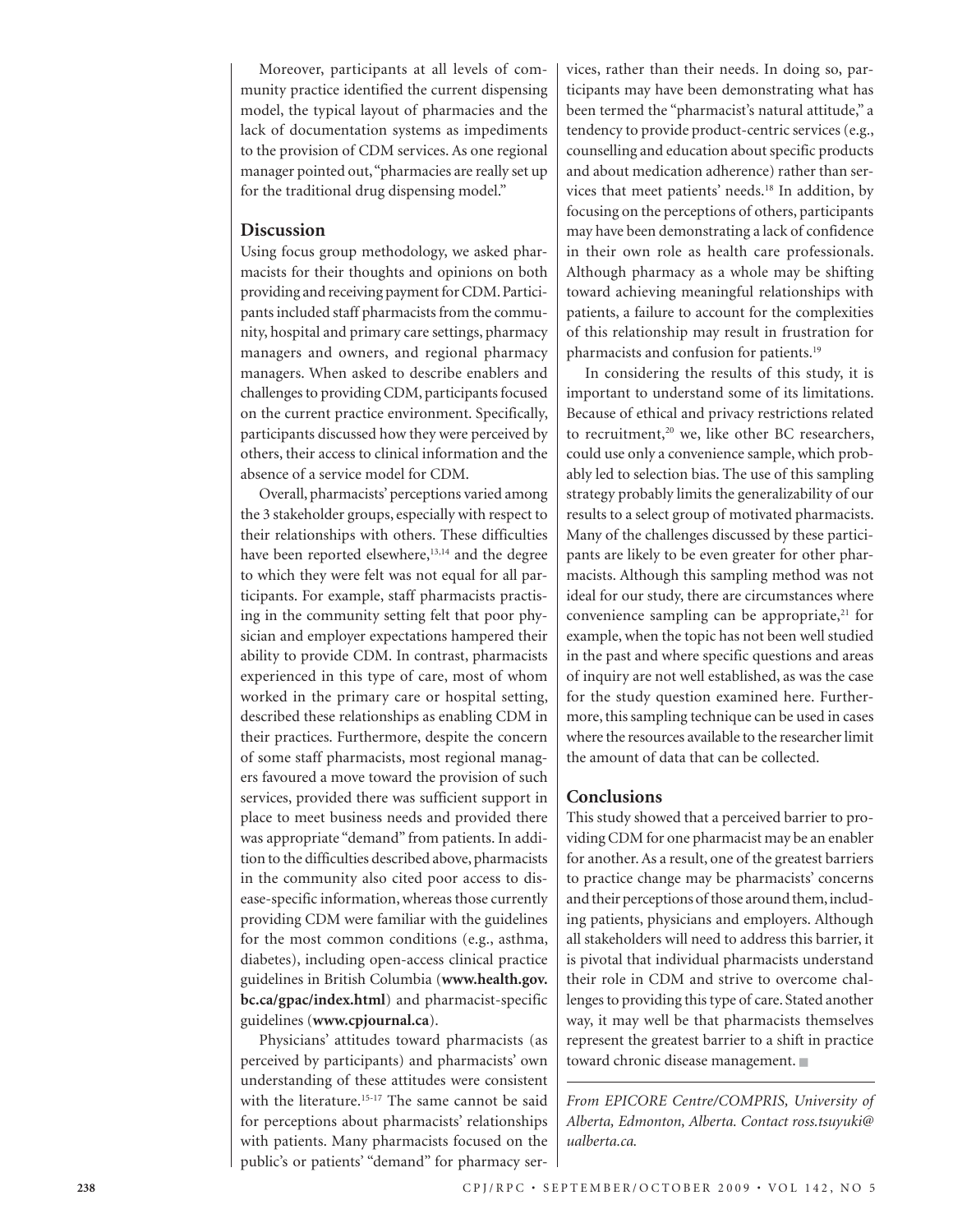Moreover, participants at all levels of community practice identified the current dispensing model, the typical layout of pharmacies and the lack of documentation systems as impediments to the provision of CDM services. As one regional manager pointed out, "pharmacies are really set up for the traditional drug dispensing model."

## Discussion

Using focus group methodology, we asked pharmacists for their thoughts and opinions on both providing and receiving payment for CDM. Participants included staff pharmacists from the community, hospital and primary care settings, pharmacy managers and owners, and regional pharmacy managers. When asked to describe enablers and challenges to providing CDM, participants focused on the current practice environment. Specifically, participants discussed how they were perceived by others, their access to clinical information and the absence of a service model for CDM.

Overall, pharmacists' perceptions varied among the 3 stakeholder groups, especially with respect to their relationships with others. These difficulties have been reported elsewhere,[13,14] and the degree to which they were felt was not equal for all participants. For example, staff pharmacists practising in the community setting felt that poor physician and employer expectations hampered their ability to provide CDM. In contrast, pharmacists experienced in this type of care, most of whom worked in the primary care or hospital setting, described these relationships as enabling CDM in their practices. Furthermore, despite the concern of some staff pharmacists, most regional managers favoured a move toward the provision of such services, provided there was sufficient support in place to meet business needs and provided there was appropriate "demand" from patients. In addition to the difficulties described above, pharmacists in the community also cited poor access to disease-specific information, whereas those currently providing CDM were familiar with the guidelines for the most common conditions (e.g., asthma, diabetes), including open-access clinical practice guidelines in British Columbia (**www.health.gov.bc.ca/gpac/index.html**) and pharmacist-specific guidelines (**www.cpjournal.ca**).

Physicians' attitudes toward pharmacists (as perceived by participants) and pharmacists' own understanding of these attitudes were consistent with the literature.[15-17] The same cannot be said for perceptions about pharmacists' relationships with patients. Many pharmacists focused on the public's or patients' "demand" for pharmacy services, rather than their needs. In doing so, participants may have been demonstrating what has been termed the "pharmacist's natural attitude," a tendency to provide product-centric services (e.g., counselling and education about specific products and about medication adherence) rather than services that meet patients' needs.[18] In addition, by focusing on the perceptions of others, participants may have been demonstrating a lack of confidence in their own role as health care professionals. Although pharmacy as a whole may be shifting toward achieving meaningful relationships with patients, a failure to account for the complexities of this relationship may result in frustration for pharmacists and confusion for patients.[19]

In considering the results of this study, it is important to understand some of its limitations. Because of ethical and privacy restrictions related to recruitment,[20] we, like other BC researchers, could use only a convenience sample, which probably led to selection bias. The use of this sampling strategy probably limits the generalizability of our results to a select group of motivated pharmacists. Many of the challenges discussed by these participants are likely to be even greater for other pharmacists. Although this sampling method was not ideal for our study, there are circumstances where convenience sampling can be appropriate,[21] for example, when the topic has not been well studied in the past and where specific questions and areas of inquiry are not well established, as was the case for the study question examined here. Furthermore, this sampling technique can be used in cases where the resources available to the researcher limit the amount of data that can be collected.

## Conclusions

This study showed that a perceived barrier to providing CDM for one pharmacist may be an enabler for another. As a result, one of the greatest barriers to practice change may be pharmacists' concerns and their perceptions of those around them, including patients, physicians and employers. Although all stakeholders will need to address this barrier, it is pivotal that individual pharmacists understand their role in CDM and strive to overcome challenges to providing this type of care. Stated another way, it may well be that pharmacists themselves represent the greatest barrier to a shift in practice toward chronic disease management. ■

---

*From EPICORE Centre/COMPRIS, University of Alberta, Edmonton, Alberta. Contact ross.tsuyuki@ualberta.ca.*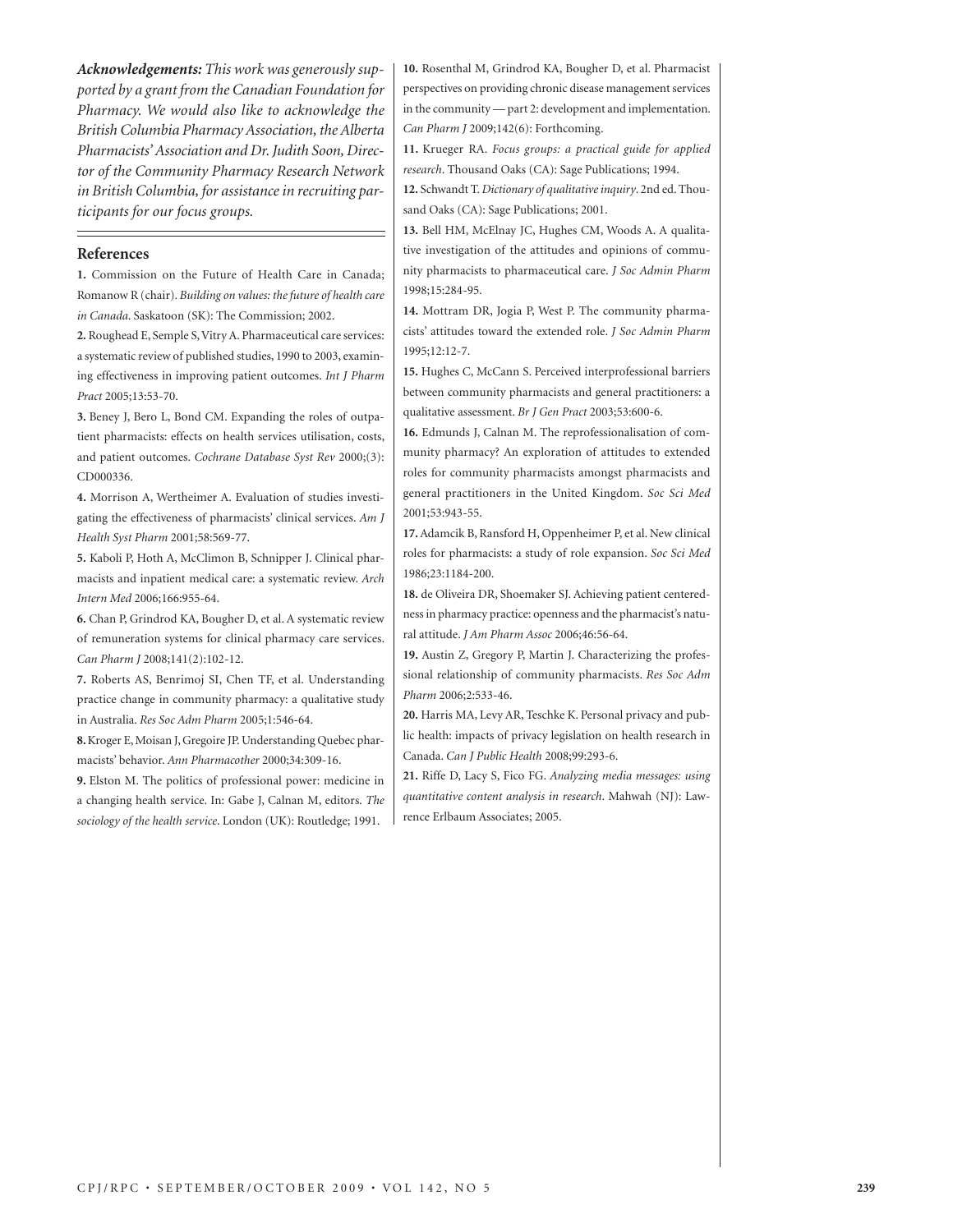***Acknowledgements:*** *This work was generously supported by a grant from the Canadian Foundation for Pharmacy. We would also like to acknowledge the British Columbia Pharmacy Association, the Alberta Pharmacists' Association and Dr. Judith Soon, Director of the Community Pharmacy Research Network in British Columbia, for assistance in recruiting participants for our focus groups.*

## References

**1.** Commission on the Future of Health Care in Canada; Romanow R (chair). *Building on values: the future of health care in Canada*. Saskatoon (SK): The Commission; 2002.

**2.** Roughead E, Semple S, Vitry A. Pharmaceutical care services: a systematic review of published studies, 1990 to 2003, examining effectiveness in improving patient outcomes. *Int J Pharm Pract* 2005;13:53-70.

**3.** Beney J, Bero L, Bond CM. Expanding the roles of outpatient pharmacists: effects on health services utilisation, costs, and patient outcomes. *Cochrane Database Syst Rev* 2000;(3): CD000336.

**4.** Morrison A, Wertheimer A. Evaluation of studies investigating the effectiveness of pharmacists' clinical services. *Am J Health Syst Pharm* 2001;58:569-77.

**5.** Kaboli P, Hoth A, McClimon B, Schnipper J. Clinical pharmacists and inpatient medical care: a systematic review. *Arch Intern Med* 2006;166:955-64.

**6.** Chan P, Grindrod KA, Bougher D, et al. A systematic review of remuneration systems for clinical pharmacy care services. *Can Pharm J* 2008;141(2):102-12.

**7.** Roberts AS, Benrimoj SI, Chen TF, et al. Understanding practice change in community pharmacy: a qualitative study in Australia. *Res Soc Adm Pharm* 2005;1:546-64.

**8.** Kroger E, Moisan J, Gregoire JP. Understanding Quebec pharmacists' behavior. *Ann Pharmacother* 2000;34:309-16.

**9.** Elston M. The politics of professional power: medicine in a changing health service. In: Gabe J, Calnan M, editors. *The sociology of the health service*. London (UK): Routledge; 1991.

**10.** Rosenthal M, Grindrod KA, Bougher D, et al. Pharmacist perspectives on providing chronic disease management services in the community — part 2: development and implementation. *Can Pharm J* 2009;142(6): Forthcoming.

**11.** Krueger RA. *Focus groups: a practical guide for applied research*. Thousand Oaks (CA): Sage Publications; 1994.

**12.** Schwandt T. *Dictionary of qualitative inquiry*. 2nd ed. Thousand Oaks (CA): Sage Publications; 2001.

**13.** Bell HM, McElnay JC, Hughes CM, Woods A. A qualitative investigation of the attitudes and opinions of community pharmacists to pharmaceutical care. *J Soc Admin Pharm* 1998;15:284-95.

**14.** Mottram DR, Jogia P, West P. The community pharmacists' attitudes toward the extended role. *J Soc Admin Pharm* 1995;12:12-7.

**15.** Hughes C, McCann S. Perceived interprofessional barriers between community pharmacists and general practitioners: a qualitative assessment. *Br J Gen Pract* 2003;53:600-6.

**16.** Edmunds J, Calnan M. The reprofessionalisation of community pharmacy? An exploration of attitudes to extended roles for community pharmacists amongst pharmacists and general practitioners in the United Kingdom. *Soc Sci Med* 2001;53:943-55.

**17.** Adamcik B, Ransford H, Oppenheimer P, et al. New clinical roles for pharmacists: a study of role expansion. *Soc Sci Med* 1986;23:1184-200.

**18.** de Oliveira DR, Shoemaker SJ. Achieving patient centeredness in pharmacy practice: openness and the pharmacist's natural attitude. *J Am Pharm Assoc* 2006;46:56-64.

**19.** Austin Z, Gregory P, Martin J. Characterizing the professional relationship of community pharmacists. *Res Soc Adm Pharm* 2006;2:533-46.

**20.** Harris MA, Levy AR, Teschke K. Personal privacy and public health: impacts of privacy legislation on health research in Canada. *Can J Public Health* 2008;99:293-6.

**21.** Riffe D, Lacy S, Fico FG. *Analyzing media messages: using quantitative content analysis in research*. Mahwah (NJ): Lawrence Erlbaum Associates; 2005.